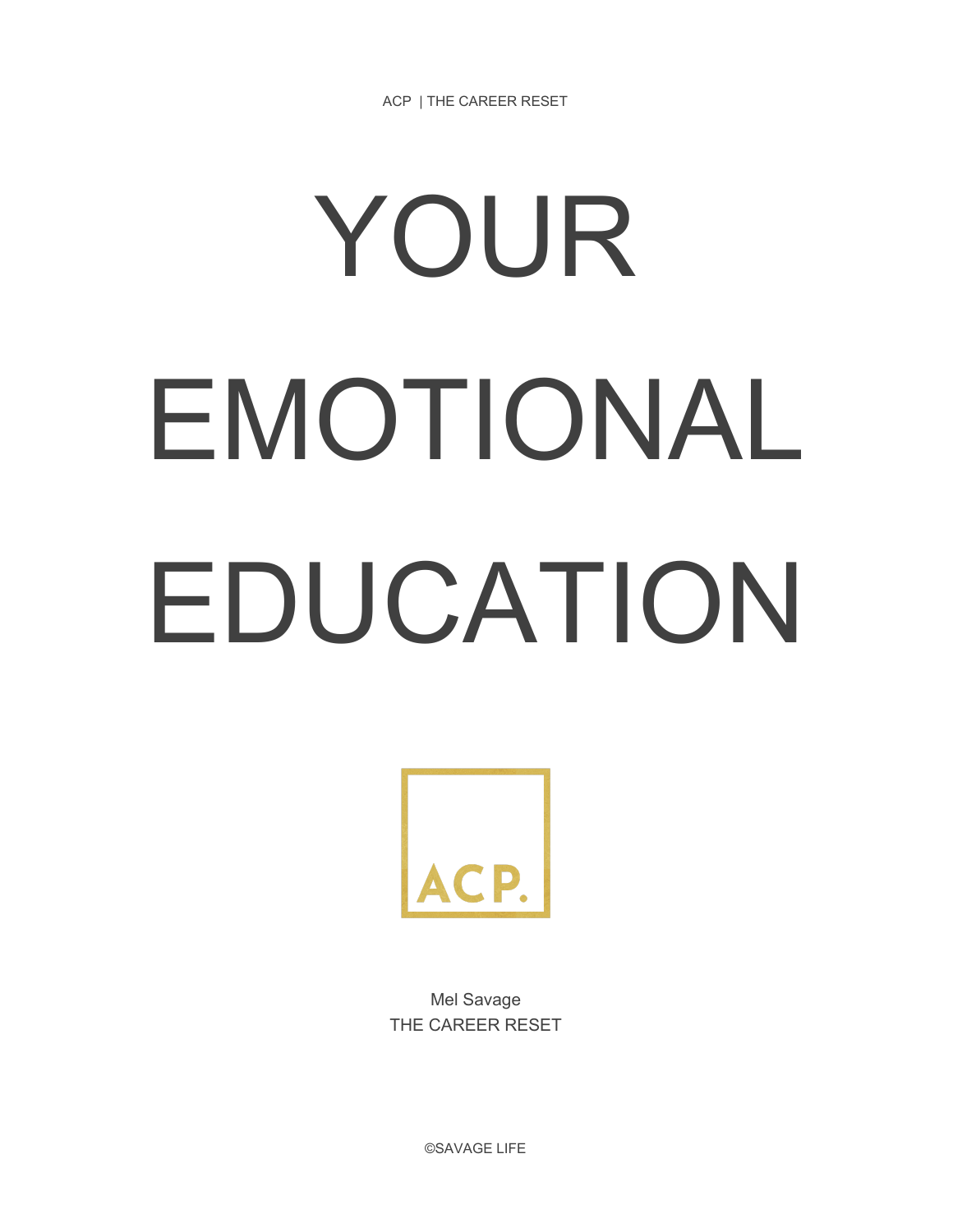ACP | THE CAREER RESET

# YOUR EMOTIONAL EDUCATION

ACP.

Mel Savage
THE CAREER RESET

©SAVAGE LIFE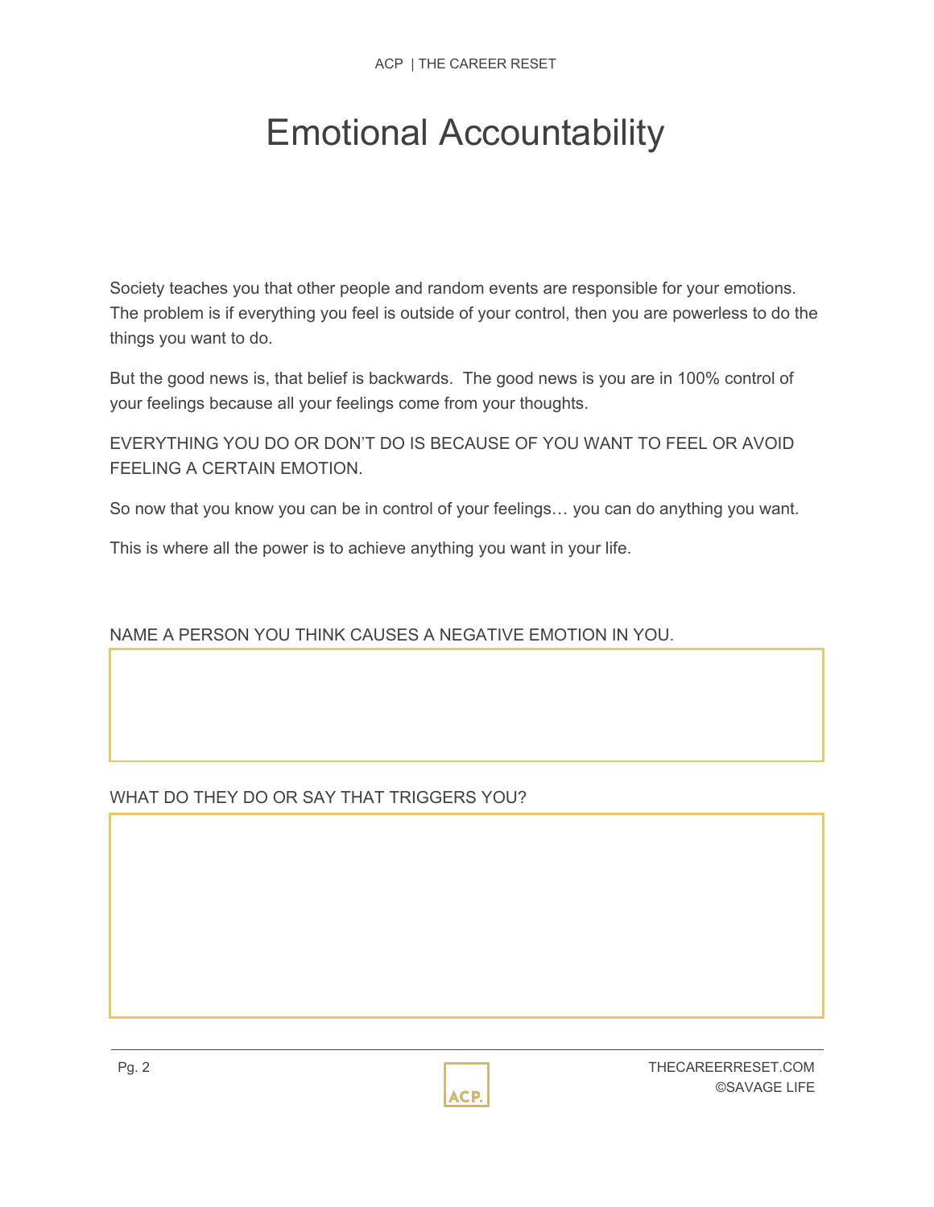# Emotional Accountability

Society teaches you that other people and random events are responsible for your emotions. The problem is if everything you feel is outside of your control, then you are powerless to do the things you want to do.

But the good news is, that belief is backwards. The good news is you are in 100% control of your feelings because all your feelings come from your thoughts.

EVERYTHING YOU DO OR DON'T DO IS BECAUSE OF YOU WANT TO FEEL OR AVOID FEELING A CERTAIN EMOTION.

So now that you know you can be in control of your feelings… you can do anything you want.

This is where all the power is to achieve anything you want in your life.

NAME A PERSON YOU THINK CAUSES A NEGATIVE EMOTION IN YOU.

WHAT DO THEY DO OR SAY THAT TRIGGERS YOU?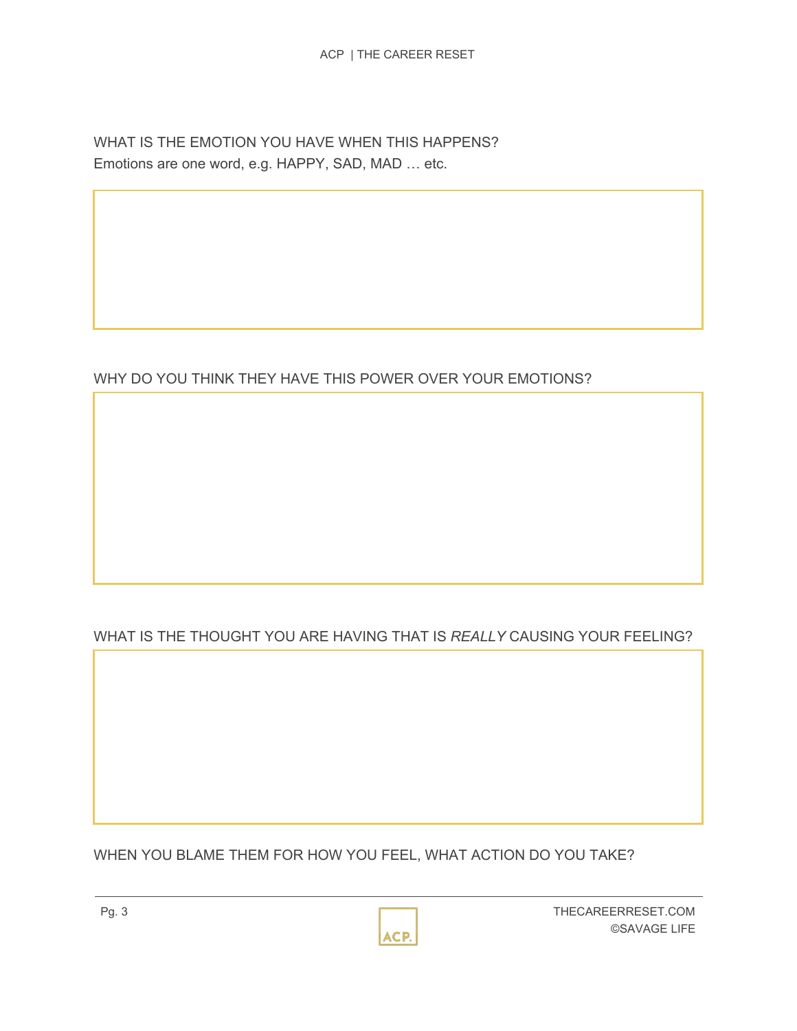WHAT IS THE EMOTION YOU HAVE WHEN THIS HAPPENS?

Emotions are one word, e.g. HAPPY, SAD, MAD … etc.

WHY DO YOU THINK THEY HAVE THIS POWER OVER YOUR EMOTIONS?

WHAT IS THE THOUGHT YOU ARE HAVING THAT IS *REALLY* CAUSING YOUR FEELING?

WHEN YOU BLAME THEM FOR HOW YOU FEEL, WHAT ACTION DO YOU TAKE?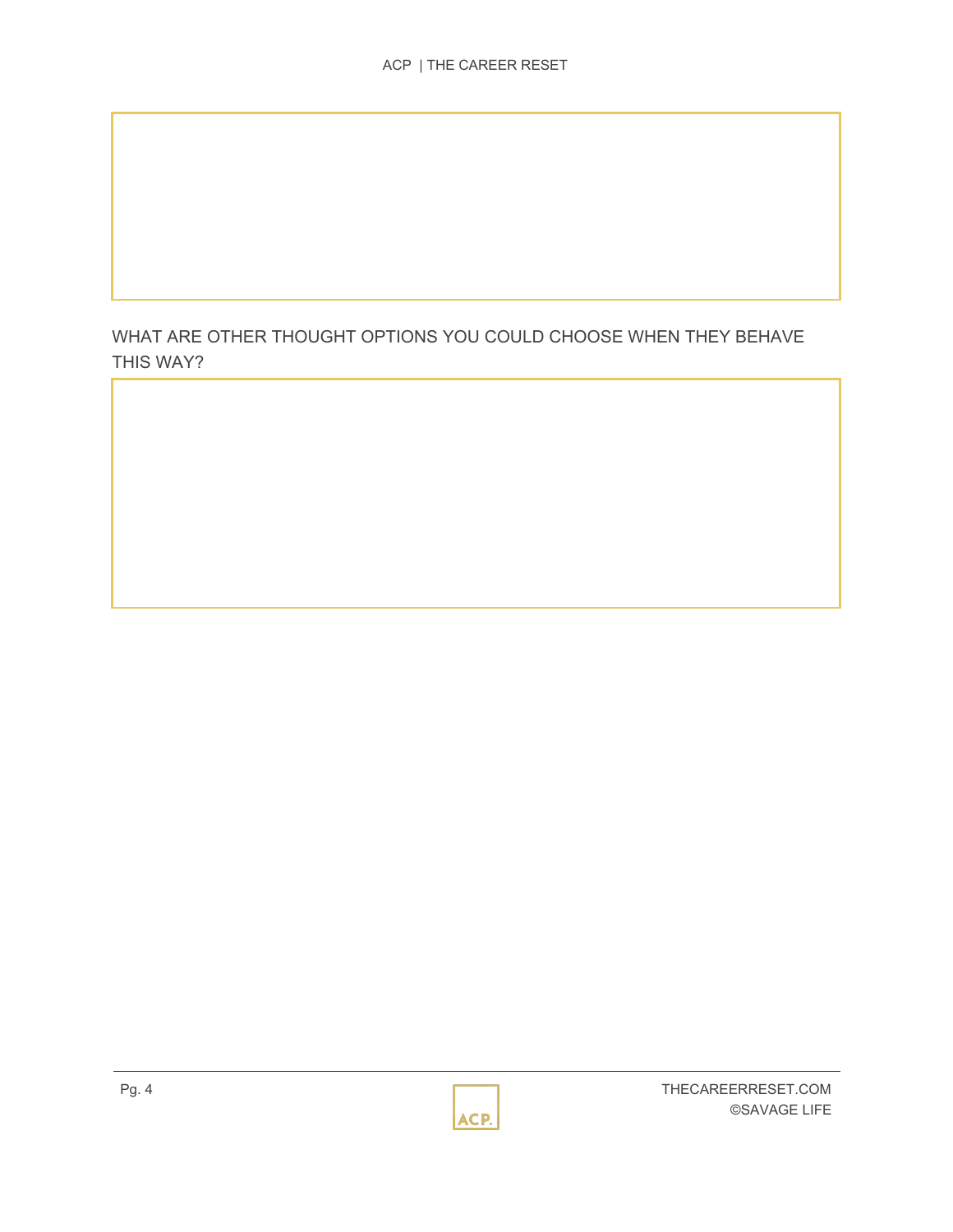WHAT ARE OTHER THOUGHT OPTIONS YOU COULD CHOOSE WHEN THEY BEHAVE THIS WAY?